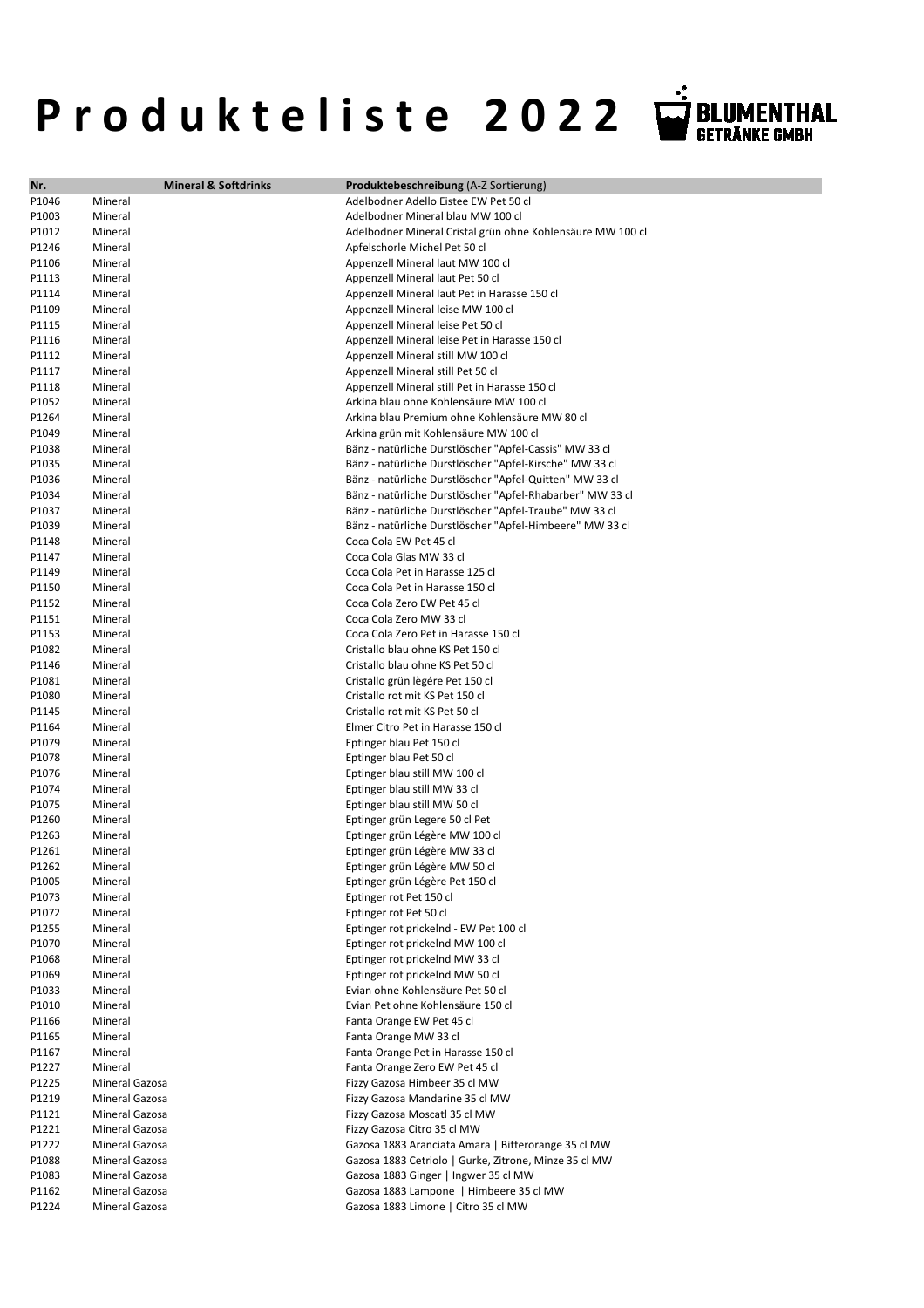# P r o d u k t e l i s t e 2 0 2 2

BLUMENTHAL GETRÄNKE GMBH

| Nr. | Mineral & Softdrinks | Produktebeschreibung (A-Z Sortierung) |
|---|---|---|
| P1046 | Mineral | Adelbodner Adello Eistee EW Pet 50 cl |
| P1003 | Mineral | Adelbodner Mineral blau MW 100 cl |
| P1012 | Mineral | Adelbodner Mineral Cristal grün ohne Kohlensäure MW 100 cl |
| P1246 | Mineral | Apfelschorle Michel Pet 50 cl |
| P1106 | Mineral | Appenzell Mineral laut MW 100 cl |
| P1113 | Mineral | Appenzell Mineral laut Pet 50 cl |
| P1114 | Mineral | Appenzell Mineral laut Pet in Harasse 150 cl |
| P1109 | Mineral | Appenzell Mineral leise MW 100 cl |
| P1115 | Mineral | Appenzell Mineral leise Pet 50 cl |
| P1116 | Mineral | Appenzell Mineral leise Pet in Harasse 150 cl |
| P1112 | Mineral | Appenzell Mineral still MW 100 cl |
| P1117 | Mineral | Appenzell Mineral still Pet 50 cl |
| P1118 | Mineral | Appenzell Mineral still Pet in Harasse 150 cl |
| P1052 | Mineral | Arkina blau ohne Kohlensäure MW 100 cl |
| P1264 | Mineral | Arkina blau Premium ohne Kohlensäure MW 80 cl |
| P1049 | Mineral | Arkina grün mit Kohlensäure MW 100 cl |
| P1038 | Mineral | Bänz - natürliche Durstlöscher "Apfel-Cassis" MW 33 cl |
| P1035 | Mineral | Bänz - natürliche Durstlöscher "Apfel-Kirsche" MW 33 cl |
| P1036 | Mineral | Bänz - natürliche Durstlöscher "Apfel-Quitten" MW 33 cl |
| P1034 | Mineral | Bänz - natürliche Durstlöscher "Apfel-Rhabarber" MW 33 cl |
| P1037 | Mineral | Bänz - natürliche Durstlöscher "Apfel-Traube" MW 33 cl |
| P1039 | Mineral | Bänz - natürliche Durstlöscher "Apfel-Himbeere" MW 33 cl |
| P1148 | Mineral | Coca Cola EW Pet 45 cl |
| P1147 | Mineral | Coca Cola Glas MW 33 cl |
| P1149 | Mineral | Coca Cola Pet in Harasse 125 cl |
| P1150 | Mineral | Coca Cola Pet in Harasse 150 cl |
| P1152 | Mineral | Coca Cola Zero EW Pet 45 cl |
| P1151 | Mineral | Coca Cola Zero MW 33 cl |
| P1153 | Mineral | Coca Cola Zero Pet in Harasse 150 cl |
| P1082 | Mineral | Cristallo blau ohne KS Pet 150 cl |
| P1146 | Mineral | Cristallo blau ohne KS Pet 50 cl |
| P1081 | Mineral | Cristallo grün lègére Pet 150 cl |
| P1080 | Mineral | Cristallo rot mit KS Pet 150 cl |
| P1145 | Mineral | Cristallo rot mit KS Pet 50 cl |
| P1164 | Mineral | Elmer Citro Pet in Harasse 150 cl |
| P1079 | Mineral | Eptinger blau Pet 150 cl |
| P1078 | Mineral | Eptinger blau Pet 50 cl |
| P1076 | Mineral | Eptinger blau still MW 100 cl |
| P1074 | Mineral | Eptinger blau still MW 33 cl |
| P1075 | Mineral | Eptinger blau still MW 50 cl |
| P1260 | Mineral | Eptinger grün Legere 50 cl Pet |
| P1263 | Mineral | Eptinger grün Légère MW 100 cl |
| P1261 | Mineral | Eptinger grün Légère MW 33 cl |
| P1262 | Mineral | Eptinger grün Légère MW 50 cl |
| P1005 | Mineral | Eptinger grün Légère Pet 150 cl |
| P1073 | Mineral | Eptinger rot Pet 150 cl |
| P1072 | Mineral | Eptinger rot Pet 50 cl |
| P1255 | Mineral | Eptinger rot prickelnd - EW Pet 100 cl |
| P1070 | Mineral | Eptinger rot prickelnd MW 100 cl |
| P1068 | Mineral | Eptinger rot prickelnd MW 33 cl |
| P1069 | Mineral | Eptinger rot prickelnd MW 50 cl |
| P1033 | Mineral | Evian ohne Kohlensäure Pet 50 cl |
| P1010 | Mineral | Evian Pet ohne Kohlensäure 150 cl |
| P1166 | Mineral | Fanta Orange EW Pet 45 cl |
| P1165 | Mineral | Fanta Orange MW 33 cl |
| P1167 | Mineral | Fanta Orange Pet in Harasse 150 cl |
| P1227 | Mineral | Fanta Orange Zero EW Pet 45 cl |
| P1225 | Mineral Gazosa | Fizzy Gazosa Himbeer 35 cl MW |
| P1219 | Mineral Gazosa | Fizzy Gazosa Mandarine 35 cl MW |
| P1121 | Mineral Gazosa | Fizzy Gazosa Moscatl 35 cl MW |
| P1221 | Mineral Gazosa | Fizzy Gazosa Citro 35 cl MW |
| P1222 | Mineral Gazosa | Gazosa 1883 Aranciata Amara \| Bitterorange 35 cl MW |
| P1088 | Mineral Gazosa | Gazosa 1883 Cetriolo \| Gurke, Zitrone, Minze 35 cl MW |
| P1083 | Mineral Gazosa | Gazosa 1883 Ginger \| Ingwer 35 cl MW |
| P1162 | Mineral Gazosa | Gazosa 1883 Lampone \| Himbeere 35 cl MW |
| P1224 | Mineral Gazosa | Gazosa 1883 Limone \| Citro 35 cl MW |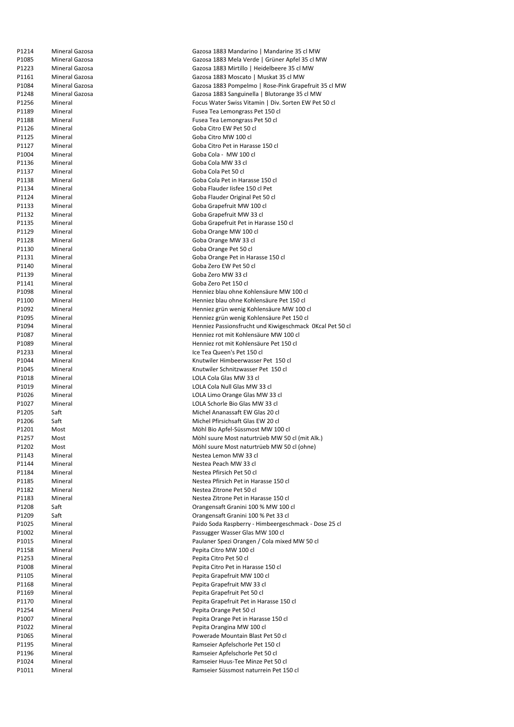| | | |
|---|---|---|
| P1214 | Mineral Gazosa | Gazosa 1883 Mandarino \| Mandarine 35 cl MW |
| P1085 | Mineral Gazosa | Gazosa 1883 Mela Verde \| Grüner Apfel 35 cl MW |
| P1223 | Mineral Gazosa | Gazosa 1883 Mirtillo \| Heidelbeere 35 cl MW |
| P1161 | Mineral Gazosa | Gazosa 1883 Moscato \| Muskat 35 cl MW |
| P1084 | Mineral Gazosa | Gazosa 1883 Pompelmo \| Rose-Pink Grapefruit 35 cl MW |
| P1248 | Mineral Gazosa | Gazosa 1883 Sanguinella \| Blutorange 35 cl MW |
| P1256 | Mineral | Focus Water Swiss Vitamin \| Div. Sorten EW Pet 50 cl |
| P1189 | Mineral | Fusea Tea Lemongrass Pet 150 cl |
| P1188 | Mineral | Fusea Tea Lemongrass Pet 50 cl |
| P1126 | Mineral | Goba Citro EW Pet 50 cl |
| P1125 | Mineral | Goba Citro MW 100 cl |
| P1127 | Mineral | Goba Citro Pet in Harasse 150 cl |
| P1004 | Mineral | Goba Cola - MW 100 cl |
| P1136 | Mineral | Goba Cola MW 33 cl |
| P1137 | Mineral | Goba Cola Pet 50 cl |
| P1138 | Mineral | Goba Cola Pet in Harasse 150 cl |
| P1134 | Mineral | Goba Flauder Iisfee 150 cl Pet |
| P1124 | Mineral | Goba Flauder Original Pet 50 cl |
| P1133 | Mineral | Goba Grapefruit MW 100 cl |
| P1132 | Mineral | Goba Grapefruit MW 33 cl |
| P1135 | Mineral | Goba Grapefruit Pet in Harasse 150 cl |
| P1129 | Mineral | Goba Orange MW 100 cl |
| P1128 | Mineral | Goba Orange MW 33 cl |
| P1130 | Mineral | Goba Orange Pet 50 cl |
| P1131 | Mineral | Goba Orange Pet in Harasse 150 cl |
| P1140 | Mineral | Goba Zero EW Pet 50 cl |
| P1139 | Mineral | Goba Zero MW 33 cl |
| P1141 | Mineral | Goba Zero Pet 150 cl |
| P1098 | Mineral | Henniez blau ohne Kohlensäure MW 100 cl |
| P1100 | Mineral | Henniez blau ohne Kohlensäure Pet 150 cl |
| P1092 | Mineral | Henniez grün wenig Kohlensäure MW 100 cl |
| P1095 | Mineral | Henniez grün wenig Kohlensäure Pet 150 cl |
| P1094 | Mineral | Henniez Passionsfrucht und Kiwigeschmack 0Kcal Pet 50 cl |
| P1087 | Mineral | Henniez rot mit Kohlensäure MW 100 cl |
| P1089 | Mineral | Henniez rot mit Kohlensäure Pet 150 cl |
| P1233 | Mineral | Ice Tea Queen's Pet 150 cl |
| P1044 | Mineral | Knutwiler Himbeerwasser Pet 150 cl |
| P1045 | Mineral | Knutwiler Schnitzwasser Pet 150 cl |
| P1018 | Mineral | LOLA Cola Glas MW 33 cl |
| P1019 | Mineral | LOLA Cola Null Glas MW 33 cl |
| P1026 | Mineral | LOLA Limo Orange Glas MW 33 cl |
| P1027 | Mineral | LOLA Schorle Bio Glas MW 33 cl |
| P1205 | Saft | Michel Ananassaft EW Glas 20 cl |
| P1206 | Saft | Michel Pfirsichsaft Glas EW 20 cl |
| P1201 | Most | Möhl Bio Apfel-Süssmost MW 100 cl |
| P1257 | Most | Möhl suure Most naturtrüeb MW 50 cl (mit Alk.) |
| P1202 | Most | Möhl suure Most naturtrüeb MW 50 cl (ohne) |
| P1143 | Mineral | Nestea Lemon MW 33 cl |
| P1144 | Mineral | Nestea Peach MW 33 cl |
| P1184 | Mineral | Nestea Pfirsich Pet 50 cl |
| P1185 | Mineral | Nestea Pfirsich Pet in Harasse 150 cl |
| P1182 | Mineral | Nestea Zitrone Pet 50 cl |
| P1183 | Mineral | Nestea Zitrone Pet in Harasse 150 cl |
| P1208 | Saft | Orangensaft Granini 100 % MW 100 cl |
| P1209 | Saft | Orangensaft Granini 100 % Pet 33 cl |
| P1025 | Mineral | Paido Soda Raspberry - Himbeergeschmack - Dose 25 cl |
| P1002 | Mineral | Passugger Wasser Glas MW 100 cl |
| P1015 | Mineral | Paulaner Spezi Orangen / Cola mixed MW 50 cl |
| P1158 | Mineral | Pepita Citro MW 100 cl |
| P1253 | Mineral | Pepita Citro Pet 50 cl |
| P1008 | Mineral | Pepita Citro Pet in Harasse 150 cl |
| P1105 | Mineral | Pepita Grapefruit MW 100 cl |
| P1168 | Mineral | Pepita Grapefruit MW 33 cl |
| P1169 | Mineral | Pepita Grapefruit Pet 50 cl |
| P1170 | Mineral | Pepita Grapefruit Pet in Harasse 150 cl |
| P1254 | Mineral | Pepita Orange Pet 50 cl |
| P1007 | Mineral | Pepita Orange Pet in Harasse 150 cl |
| P1022 | Mineral | Pepita Orangina MW 100 cl |
| P1065 | Mineral | Powerade Mountain Blast Pet 50 cl |
| P1195 | Mineral | Ramseier Apfelschorle Pet 150 cl |
| P1196 | Mineral | Ramseier Apfelschorle Pet 50 cl |
| P1024 | Mineral | Ramseier Huus-Tee Minze Pet 50 cl |
| P1011 | Mineral | Ramseier Süssmost naturrein Pet 150 cl |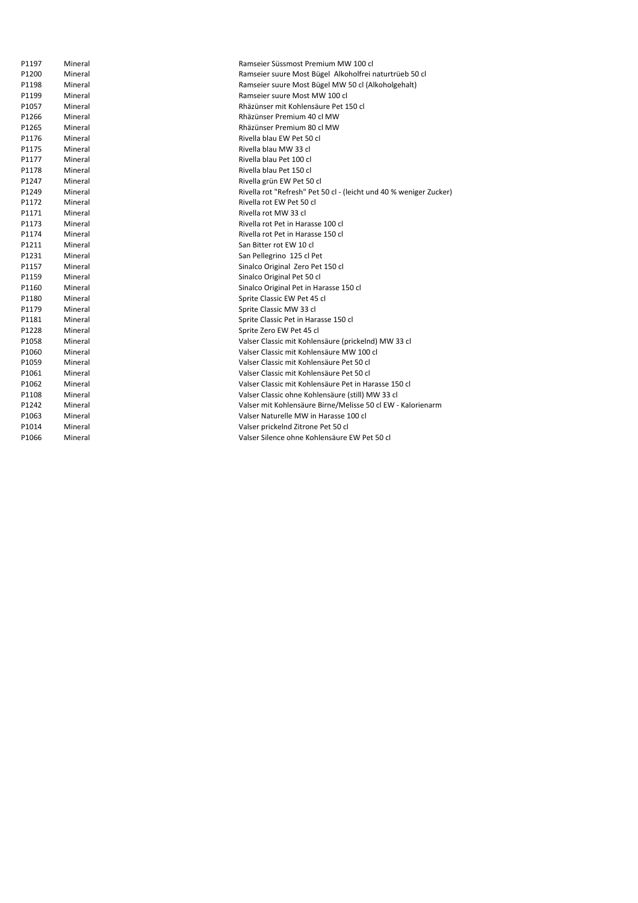| | | |
|---|---|---|
| P1197 | Mineral | Ramseier Süssmost Premium MW 100 cl |
| P1200 | Mineral | Ramseier suure Most Bügel Alkoholfrei naturtrüeb 50 cl |
| P1198 | Mineral | Ramseier suure Most Bügel MW 50 cl (Alkoholgehalt) |
| P1199 | Mineral | Ramseier suure Most MW 100 cl |
| P1057 | Mineral | Rhäzünser mit Kohlensäure Pet 150 cl |
| P1266 | Mineral | Rhäzünser Premium 40 cl MW |
| P1265 | Mineral | Rhäzünser Premium 80 cl MW |
| P1176 | Mineral | Rivella blau EW Pet 50 cl |
| P1175 | Mineral | Rivella blau MW 33 cl |
| P1177 | Mineral | Rivella blau Pet 100 cl |
| P1178 | Mineral | Rivella blau Pet 150 cl |
| P1247 | Mineral | Rivella grün EW Pet 50 cl |
| P1249 | Mineral | Rivella rot "Refresh" Pet 50 cl - (leicht und 40 % weniger Zucker) |
| P1172 | Mineral | Rivella rot EW Pet 50 cl |
| P1171 | Mineral | Rivella rot MW 33 cl |
| P1173 | Mineral | Rivella rot Pet in Harasse 100 cl |
| P1174 | Mineral | Rivella rot Pet in Harasse 150 cl |
| P1211 | Mineral | San Bitter rot EW 10 cl |
| P1231 | Mineral | San Pellegrino 125 cl Pet |
| P1157 | Mineral | Sinalco Original Zero Pet 150 cl |
| P1159 | Mineral | Sinalco Original Pet 50 cl |
| P1160 | Mineral | Sinalco Original Pet in Harasse 150 cl |
| P1180 | Mineral | Sprite Classic EW Pet 45 cl |
| P1179 | Mineral | Sprite Classic MW 33 cl |
| P1181 | Mineral | Sprite Classic Pet in Harasse 150 cl |
| P1228 | Mineral | Sprite Zero EW Pet 45 cl |
| P1058 | Mineral | Valser Classic mit Kohlensäure (prickelnd) MW 33 cl |
| P1060 | Mineral | Valser Classic mit Kohlensäure MW 100 cl |
| P1059 | Mineral | Valser Classic mit Kohlensäure Pet 50 cl |
| P1061 | Mineral | Valser Classic mit Kohlensäure Pet 50 cl |
| P1062 | Mineral | Valser Classic mit Kohlensäure Pet in Harasse 150 cl |
| P1108 | Mineral | Valser Classic ohne Kohlensäure (still) MW 33 cl |
| P1242 | Mineral | Valser mit Kohlensäure Birne/Melisse 50 cl EW - Kalorienarm |
| P1063 | Mineral | Valser Naturelle MW in Harasse 100 cl |
| P1014 | Mineral | Valser prickelnd Zitrone Pet 50 cl |
| P1066 | Mineral | Valser Silence ohne Kohlensäure EW Pet 50 cl |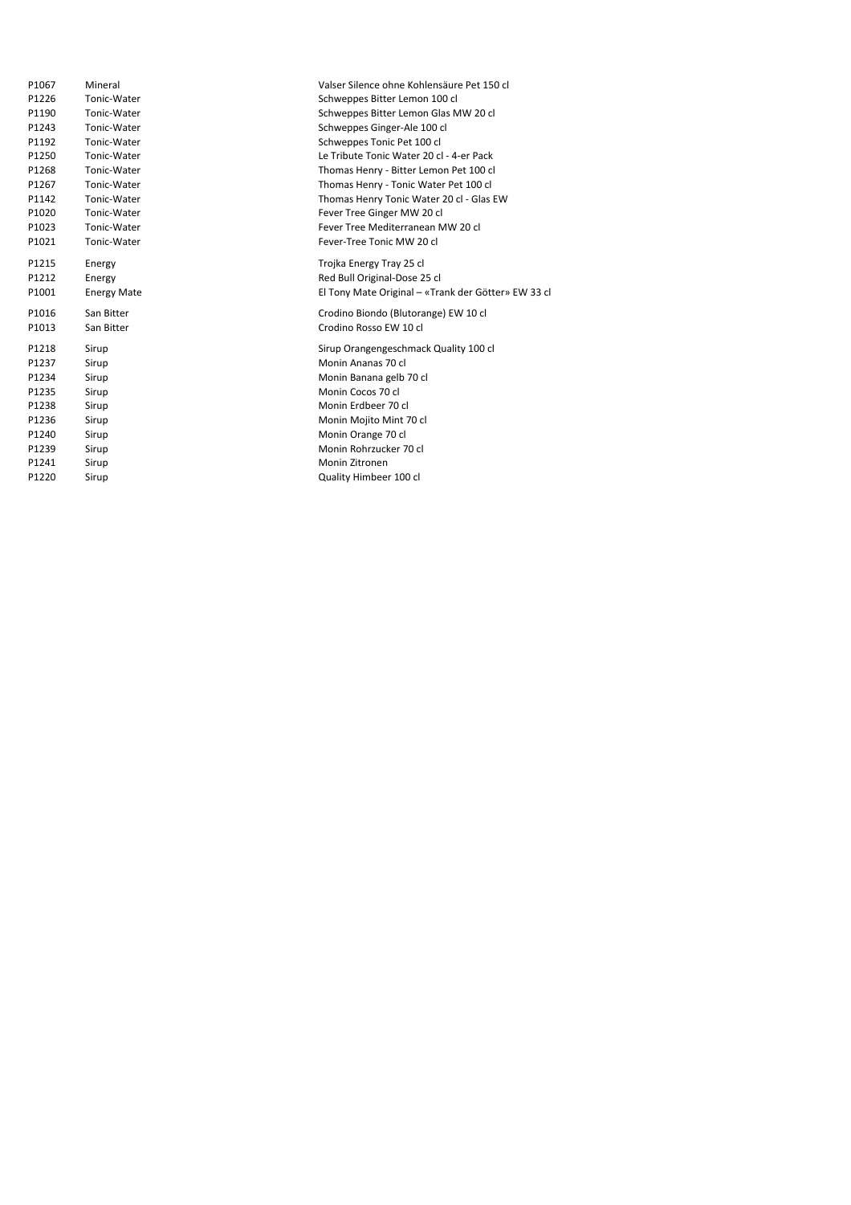| | | |
|---|---|---|
| P1067 | Mineral | Valser Silence ohne Kohlensäure Pet 150 cl |
| P1226 | Tonic-Water | Schweppes Bitter Lemon 100 cl |
| P1190 | Tonic-Water | Schweppes Bitter Lemon Glas MW 20 cl |
| P1243 | Tonic-Water | Schweppes Ginger-Ale 100 cl |
| P1192 | Tonic-Water | Schweppes Tonic Pet 100 cl |
| P1250 | Tonic-Water | Le Tribute Tonic Water 20 cl - 4-er Pack |
| P1268 | Tonic-Water | Thomas Henry - Bitter Lemon Pet 100 cl |
| P1267 | Tonic-Water | Thomas Henry - Tonic Water Pet 100 cl |
| P1142 | Tonic-Water | Thomas Henry Tonic Water 20 cl - Glas EW |
| P1020 | Tonic-Water | Fever Tree Ginger MW 20 cl |
| P1023 | Tonic-Water | Fever Tree Mediterranean MW 20 cl |
| P1021 | Tonic-Water | Fever-Tree Tonic MW 20 cl |
| P1215 | Energy | Trojka Energy Tray 25 cl |
| P1212 | Energy | Red Bull Original-Dose 25 cl |
| P1001 | Energy Mate | El Tony Mate Original – «Trank der Götter» EW 33 cl |
| P1016 | San Bitter | Crodino Biondo (Blutorange) EW 10 cl |
| P1013 | San Bitter | Crodino Rosso EW 10 cl |
| P1218 | Sirup | Sirup Orangengeschmack Quality 100 cl |
| P1237 | Sirup | Monin Ananas 70 cl |
| P1234 | Sirup | Monin Banana gelb 70 cl |
| P1235 | Sirup | Monin Cocos 70 cl |
| P1238 | Sirup | Monin Erdbeer 70 cl |
| P1236 | Sirup | Monin Mojito Mint 70 cl |
| P1240 | Sirup | Monin Orange 70 cl |
| P1239 | Sirup | Monin Rohrzucker 70 cl |
| P1241 | Sirup | Monin Zitronen |
| P1220 | Sirup | Quality Himbeer 100 cl |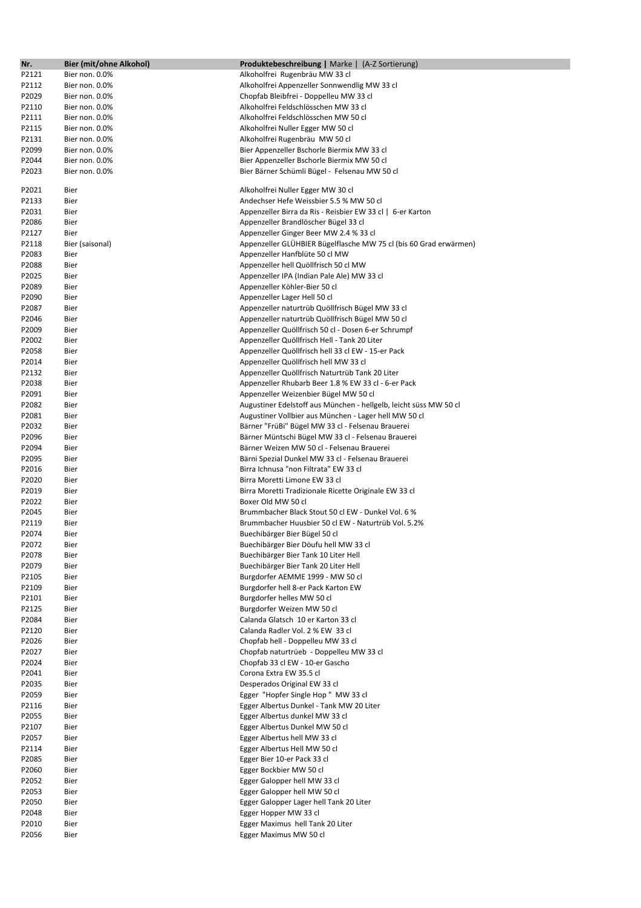| Nr. | Bier (mit/ohne Alkohol) | **Produktebeschreibung** \| Marke \| (A-Z Sortierung) |
|---|---|---|
| P2121 | Bier non. 0.0% | Alkoholfrei Rugenbräu MW 33 cl |
| P2112 | Bier non. 0.0% | Alkoholfrei Appenzeller Sonnwendlig MW 33 cl |
| P2029 | Bier non. 0.0% | Chopfab Bleibfrei - Doppelleu MW 33 cl |
| P2110 | Bier non. 0.0% | Alkoholfrei Feldschlösschen MW 33 cl |
| P2111 | Bier non. 0.0% | Alkoholfrei Feldschlösschen MW 50 cl |
| P2115 | Bier non. 0.0% | Alkoholfrei Nuller Egger MW 50 cl |
| P2131 | Bier non. 0.0% | Alkoholfrei Rugenbräu MW 50 cl |
| P2099 | Bier non. 0.0% | Bier Appenzeller Bschorle Biermix MW 33 cl |
| P2044 | Bier non. 0.0% | Bier Appenzeller Bschorle Biermix MW 50 cl |
| P2023 | Bier non. 0.0% | Bier Bärner Schümli Bügel - Felsenau MW 50 cl |
| P2021 | Bier | Alkoholfrei Nuller Egger MW 30 cl |
| P2133 | Bier | Andechser Hefe Weissbier 5.5 % MW 50 cl |
| P2031 | Bier | Appenzeller Birra da Ris - Reisbier EW 33 cl \| 6-er Karton |
| P2086 | Bier | Appenzeller Brandlöscher Bügel 33 cl |
| P2127 | Bier | Appenzeller Ginger Beer MW 2.4 % 33 cl |
| P2118 | Bier (saisonal) | Appenzeller GLÜHBIER Bügelflasche MW 75 cl (bis 60 Grad erwärmen) |
| P2083 | Bier | Appenzeller Hanfblüte 50 cl MW |
| P2088 | Bier | Appenzeller hell Quöllfrisch 50 cl MW |
| P2025 | Bier | Appenzeller IPA (Indian Pale Ale) MW 33 cl |
| P2089 | Bier | Appenzeller Köhler-Bier 50 cl |
| P2090 | Bier | Appenzeller Lager Hell 50 cl |
| P2087 | Bier | Appenzeller naturtrüb Quöllfrisch Bügel MW 33 cl |
| P2046 | Bier | Appenzeller naturtrüb Quöllfrisch Bügel MW 50 cl |
| P2009 | Bier | Appenzeller Quöllfrisch 50 cl - Dosen 6-er Schrumpf |
| P2002 | Bier | Appenzeller Quöllfrisch Hell - Tank 20 Liter |
| P2058 | Bier | Appenzeller Quöllfrisch hell 33 cl EW - 15-er Pack |
| P2014 | Bier | Appenzeller Quöllfrisch hell MW 33 cl |
| P2132 | Bier | Appenzeller Quöllfrisch Naturtrüb Tank 20 Liter |
| P2038 | Bier | Appenzeller Rhubarb Beer 1.8 % EW 33 cl - 6-er Pack |
| P2091 | Bier | Appenzeller Weizenbier Bügel MW 50 cl |
| P2082 | Bier | Augustiner Edelstoff aus München - hellgelb, leicht süss MW 50 cl |
| P2081 | Bier | Augustiner Vollbier aus München - Lager hell MW 50 cl |
| P2032 | Bier | Bärner "FrüBi" Bügel MW 33 cl - Felsenau Brauerei |
| P2096 | Bier | Bärner Müntschi Bügel MW 33 cl - Felsenau Brauerei |
| P2094 | Bier | Bärner Weizen MW 50 cl - Felsenau Brauerei |
| P2095 | Bier | Bärni Spezial Dunkel MW 33 cl - Felsenau Brauerei |
| P2016 | Bier | Birra Ichnusa "non Filtrata" EW 33 cl |
| P2020 | Bier | Birra Moretti Limone EW 33 cl |
| P2019 | Bier | Birra Moretti Tradizionale Ricette Originale EW 33 cl |
| P2022 | Bier | Boxer Old MW 50 cl |
| P2045 | Bier | Brummbacher Black Stout 50 cl EW - Dunkel Vol. 6 % |
| P2119 | Bier | Brummbacher Huusbier 50 cl EW - Naturtrüb Vol. 5.2% |
| P2074 | Bier | Buechibärger Bier Bügel 50 cl |
| P2072 | Bier | Buechibärger Bier Döufu hell MW 33 cl |
| P2078 | Bier | Buechibärger Bier Tank 10 Liter Hell |
| P2079 | Bier | Buechibärger Bier Tank 20 Liter Hell |
| P2105 | Bier | Burgdorfer AEMME 1999 - MW 50 cl |
| P2109 | Bier | Burgdorfer hell 8-er Pack Karton EW |
| P2101 | Bier | Burgdorfer helles MW 50 cl |
| P2125 | Bier | Burgdorfer Weizen MW 50 cl |
| P2084 | Bier | Calanda Glatsch 10 er Karton 33 cl |
| P2120 | Bier | Calanda Radler Vol. 2 % EW 33 cl |
| P2026 | Bier | Chopfab hell - Doppelleu MW 33 cl |
| P2027 | Bier | Chopfab naturtrüeb - Doppelleu MW 33 cl |
| P2024 | Bier | Chopfab 33 cl EW - 10-er Gascho |
| P2041 | Bier | Corona Extra EW 35.5 cl |
| P2035 | Bier | Desperados Original EW 33 cl |
| P2059 | Bier | Egger "Hopfer Single Hop " MW 33 cl |
| P2116 | Bier | Egger Albertus Dunkel - Tank MW 20 Liter |
| P2055 | Bier | Egger Albertus dunkel MW 33 cl |
| P2107 | Bier | Egger Albertus Dunkel MW 50 cl |
| P2057 | Bier | Egger Albertus hell MW 33 cl |
| P2114 | Bier | Egger Albertus Hell MW 50 cl |
| P2085 | Bier | Egger Bier 10-er Pack 33 cl |
| P2060 | Bier | Egger Bockbier MW 50 cl |
| P2052 | Bier | Egger Galopper hell MW 33 cl |
| P2053 | Bier | Egger Galopper hell MW 50 cl |
| P2050 | Bier | Egger Galopper Lager hell Tank 20 Liter |
| P2048 | Bier | Egger Hopper MW 33 cl |
| P2010 | Bier | Egger Maximus hell Tank 20 Liter |
| P2056 | Bier | Egger Maximus MW 50 cl |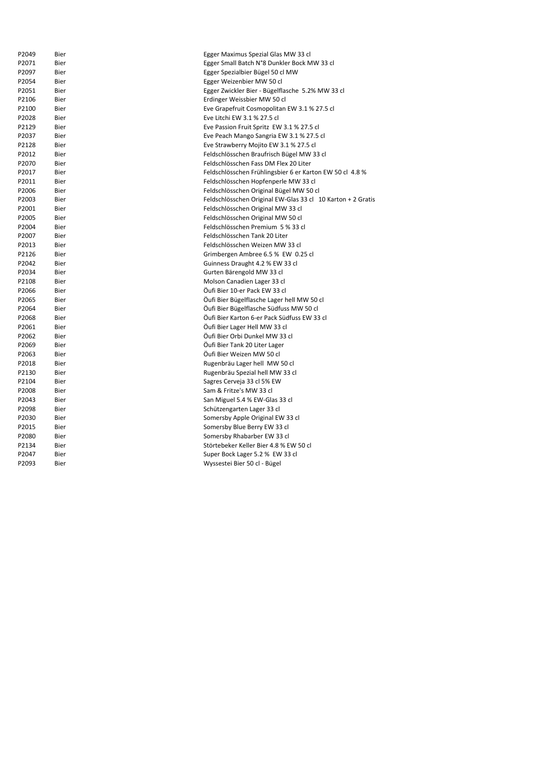| | | |
|---|---|---|
| P2049 | Bier | Egger Maximus Spezial Glas MW 33 cl |
| P2071 | Bier | Egger Small Batch N°8 Dunkler Bock MW 33 cl |
| P2097 | Bier | Egger Spezialbier Bügel 50 cl MW |
| P2054 | Bier | Egger Weizenbier MW 50 cl |
| P2051 | Bier | Egger Zwickler Bier - Bügelflasche 5.2% MW 33 cl |
| P2106 | Bier | Erdinger Weissbier MW 50 cl |
| P2100 | Bier | Eve Grapefruit Cosmopolitan EW 3.1 % 27.5 cl |
| P2028 | Bier | Eve Litchi EW 3.1 % 27.5 cl |
| P2129 | Bier | Eve Passion Fruit Spritz EW 3.1 % 27.5 cl |
| P2037 | Bier | Eve Peach Mango Sangria EW 3.1 % 27.5 cl |
| P2128 | Bier | Eve Strawberry Mojito EW 3.1 % 27.5 cl |
| P2012 | Bier | Feldschlösschen Braufrisch Bügel MW 33 cl |
| P2070 | Bier | Feldschlösschen Fass DM Flex 20 Liter |
| P2017 | Bier | Feldschlösschen Frühlingsbier 6 er Karton EW 50 cl 4.8 % |
| P2011 | Bier | Feldschlösschen Hopfenperle MW 33 cl |
| P2006 | Bier | Feldschlösschen Original Bügel MW 50 cl |
| P2003 | Bier | Feldschlösschen Original EW-Glas 33 cl 10 Karton + 2 Gratis |
| P2001 | Bier | Feldschlösschen Original MW 33 cl |
| P2005 | Bier | Feldschlösschen Original MW 50 cl |
| P2004 | Bier | Feldschlösschen Premium 5 % 33 cl |
| P2007 | Bier | Feldschlösschen Tank 20 Liter |
| P2013 | Bier | Feldschlösschen Weizen MW 33 cl |
| P2126 | Bier | Grimbergen Ambree 6.5 % EW 0.25 cl |
| P2042 | Bier | Guinness Draught 4.2 % EW 33 cl |
| P2034 | Bier | Gurten Bärengold MW 33 cl |
| P2108 | Bier | Molson Canadien Lager 33 cl |
| P2066 | Bier | Öufi Bier 10-er Pack EW 33 cl |
| P2065 | Bier | Öufi Bier Bügelflasche Lager hell MW 50 cl |
| P2064 | Bier | Öufi Bier Bügelflasche Südfuss MW 50 cl |
| P2068 | Bier | Öufi Bier Karton 6-er Pack Südfuss EW 33 cl |
| P2061 | Bier | Öufi Bier Lager Hell MW 33 cl |
| P2062 | Bier | Öufi Bier Orbi Dunkel MW 33 cl |
| P2069 | Bier | Öufi Bier Tank 20 Liter Lager |
| P2063 | Bier | Öufi Bier Weizen MW 50 cl |
| P2018 | Bier | Rugenbräu Lager hell MW 50 cl |
| P2130 | Bier | Rugenbräu Spezial hell MW 33 cl |
| P2104 | Bier | Sagres Cerveja 33 cl 5% EW |
| P2008 | Bier | Sam & Fritze's MW 33 cl |
| P2043 | Bier | San Miguel 5.4 % EW-Glas 33 cl |
| P2098 | Bier | Schützengarten Lager 33 cl |
| P2030 | Bier | Somersby Apple Original EW 33 cl |
| P2015 | Bier | Somersby Blue Berry EW 33 cl |
| P2080 | Bier | Somersby Rhabarber EW 33 cl |
| P2134 | Bier | Störtebeker Keller Bier 4.8 % EW 50 cl |
| P2047 | Bier | Super Bock Lager 5.2 % EW 33 cl |
| P2093 | Bier | Wyssestei Bier 50 cl - Bügel |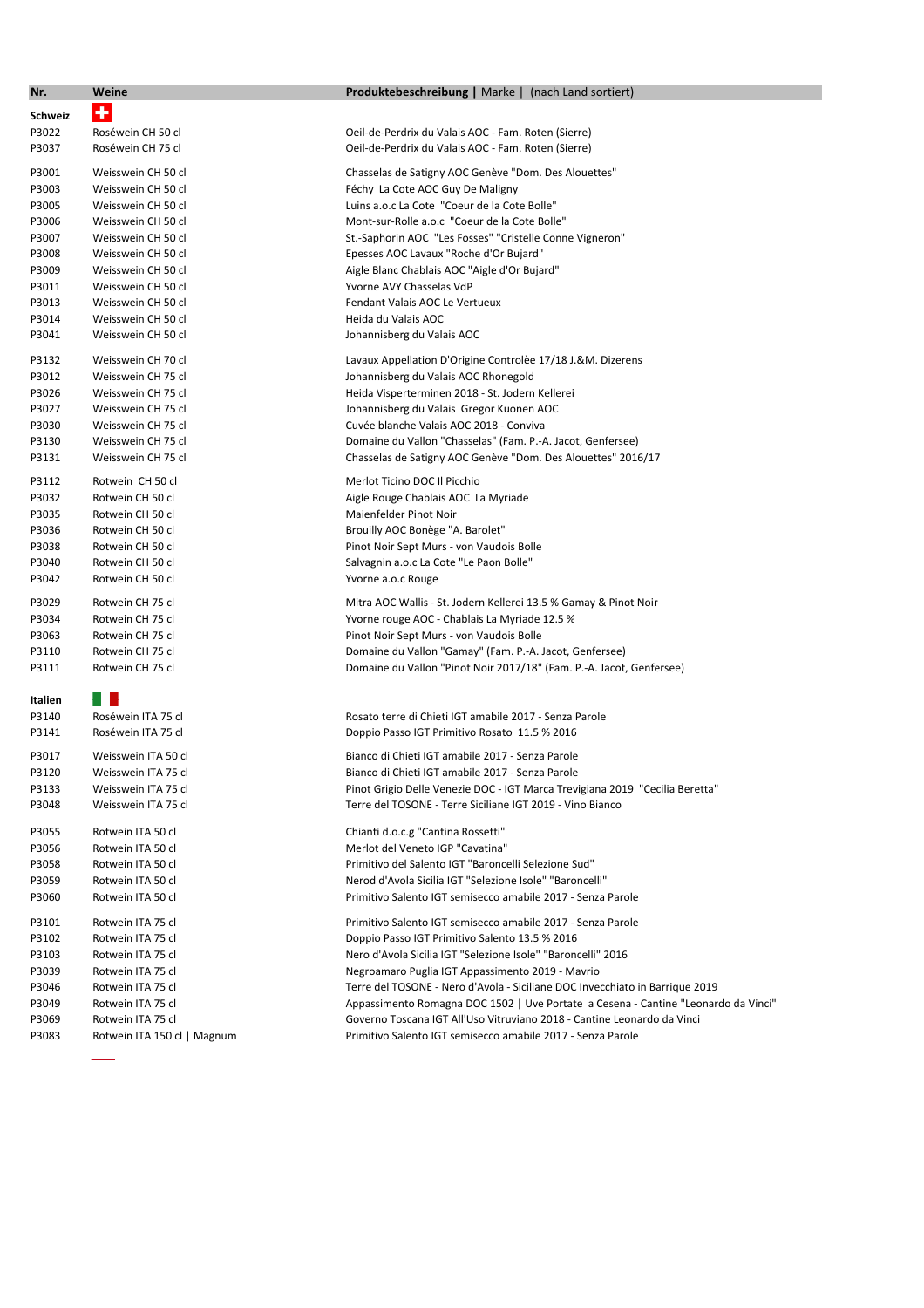| Nr. | Weine | Produktebeschreibung \| Marke \| (nach Land sortiert) |
|---|---|---|
| **Schweiz** | | |
| P3022 | Roséwein CH 50 cl | Oeil-de-Perdrix du Valais AOC - Fam. Roten (Sierre) |
| P3037 | Roséwein CH 75 cl | Oeil-de-Perdrix du Valais AOC - Fam. Roten (Sierre) |
| P3001 | Weisswein CH 50 cl | Chasselas de Satigny AOC Genève "Dom. Des Alouettes" |
| P3003 | Weisswein CH 50 cl | Féchy La Cote AOC Guy De Maligny |
| P3005 | Weisswein CH 50 cl | Luins a.o.c La Cote "Coeur de la Cote Bolle" |
| P3006 | Weisswein CH 50 cl | Mont-sur-Rolle a.o.c "Coeur de la Cote Bolle" |
| P3007 | Weisswein CH 50 cl | St.-Saphorin AOC "Les Fosses" "Cristelle Conne Vigneron" |
| P3008 | Weisswein CH 50 cl | Epesses AOC Lavaux "Roche d'Or Bujard" |
| P3009 | Weisswein CH 50 cl | Aigle Blanc Chablais AOC "Aigle d'Or Bujard" |
| P3011 | Weisswein CH 50 cl | Yvorne AVY Chasselas VdP |
| P3013 | Weisswein CH 50 cl | Fendant Valais AOC Le Vertueux |
| P3014 | Weisswein CH 50 cl | Heida du Valais AOC |
| P3041 | Weisswein CH 50 cl | Johannisberg du Valais AOC |
| P3132 | Weisswein CH 70 cl | Lavaux Appellation D'Origine Controlèe 17/18 J.&M. Dizerens |
| P3012 | Weisswein CH 75 cl | Johannisberg du Valais AOC Rhonegold |
| P3026 | Weisswein CH 75 cl | Heida Visperterminen 2018 - St. Jodern Kellerei |
| P3027 | Weisswein CH 75 cl | Johannisberg du Valais Gregor Kuonen AOC |
| P3030 | Weisswein CH 75 cl | Cuvée blanche Valais AOC 2018 - Conviva |
| P3130 | Weisswein CH 75 cl | Domaine du Vallon "Chasselas" (Fam. P.-A. Jacot, Genfersee) |
| P3131 | Weisswein CH 75 cl | Chasselas de Satigny AOC Genève "Dom. Des Alouettes" 2016/17 |
| P3112 | Rotwein CH 50 cl | Merlot Ticino DOC Il Picchio |
| P3032 | Rotwein CH 50 cl | Aigle Rouge Chablais AOC La Myriade |
| P3035 | Rotwein CH 50 cl | Maienfelder Pinot Noir |
| P3036 | Rotwein CH 50 cl | Brouilly AOC Bonège "A. Barolet" |
| P3038 | Rotwein CH 50 cl | Pinot Noir Sept Murs - von Vaudois Bolle |
| P3040 | Rotwein CH 50 cl | Salvagnin a.o.c La Cote "Le Paon Bolle" |
| P3042 | Rotwein CH 50 cl | Yvorne a.o.c Rouge |
| P3029 | Rotwein CH 75 cl | Mitra AOC Wallis - St. Jodern Kellerei 13.5 % Gamay & Pinot Noir |
| P3034 | Rotwein CH 75 cl | Yvorne rouge AOC - Chablais La Myriade 12.5 % |
| P3063 | Rotwein CH 75 cl | Pinot Noir Sept Murs - von Vaudois Bolle |
| P3110 | Rotwein CH 75 cl | Domaine du Vallon "Gamay" (Fam. P.-A. Jacot, Genfersee) |
| P3111 | Rotwein CH 75 cl | Domaine du Vallon "Pinot Noir 2017/18" (Fam. P.-A. Jacot, Genfersee) |
| **Italien** | | |
| P3140 | Roséwein ITA 75 cl | Rosato terre di Chieti IGT amabile 2017 - Senza Parole |
| P3141 | Roséwein ITA 75 cl | Doppio Passo IGT Primitivo Rosato 11.5 % 2016 |
| P3017 | Weisswein ITA 50 cl | Bianco di Chieti IGT amabile 2017 - Senza Parole |
| P3120 | Weisswein ITA 75 cl | Bianco di Chieti IGT amabile 2017 - Senza Parole |
| P3133 | Weisswein ITA 75 cl | Pinot Grigio Delle Venezie DOC - IGT Marca Trevigiana 2019 "Cecilia Beretta" |
| P3048 | Weisswein ITA 75 cl | Terre del TOSONE - Terre Siciliane IGT 2019 - Vino Bianco |
| P3055 | Rotwein ITA 50 cl | Chianti d.o.c.g "Cantina Rossetti" |
| P3056 | Rotwein ITA 50 cl | Merlot del Veneto IGP "Cavatina" |
| P3058 | Rotwein ITA 50 cl | Primitivo del Salento IGT "Baroncelli Selezione Sud" |
| P3059 | Rotwein ITA 50 cl | Nerod d'Avola Sicilia IGT "Selezione Isole" "Baroncelli" |
| P3060 | Rotwein ITA 50 cl | Primitivo Salento IGT semisecco amabile 2017 - Senza Parole |
| P3101 | Rotwein ITA 75 cl | Primitivo Salento IGT semisecco amabile 2017 - Senza Parole |
| P3102 | Rotwein ITA 75 cl | Doppio Passo IGT Primitivo Salento 13.5 % 2016 |
| P3103 | Rotwein ITA 75 cl | Nero d'Avola Sicilia IGT "Selezione Isole" "Baroncelli" 2016 |
| P3039 | Rotwein ITA 75 cl | Negroamaro Puglia IGT Appassimento 2019 - Mavrio |
| P3046 | Rotwein ITA 75 cl | Terre del TOSONE - Nero d'Avola - Siciliane DOC Invecchiato in Barrique 2019 |
| P3049 | Rotwein ITA 75 cl | Appassimento Romagna DOC 1502 \| Uve Portate a Cesena - Cantine "Leonardo da Vinci" |
| P3069 | Rotwein ITA 75 cl | Governo Toscana IGT All'Uso Vitruviano 2018 - Cantine Leonardo da Vinci |
| P3083 | Rotwein ITA 150 cl \| Magnum | Primitivo Salento IGT semisecco amabile 2017 - Senza Parole |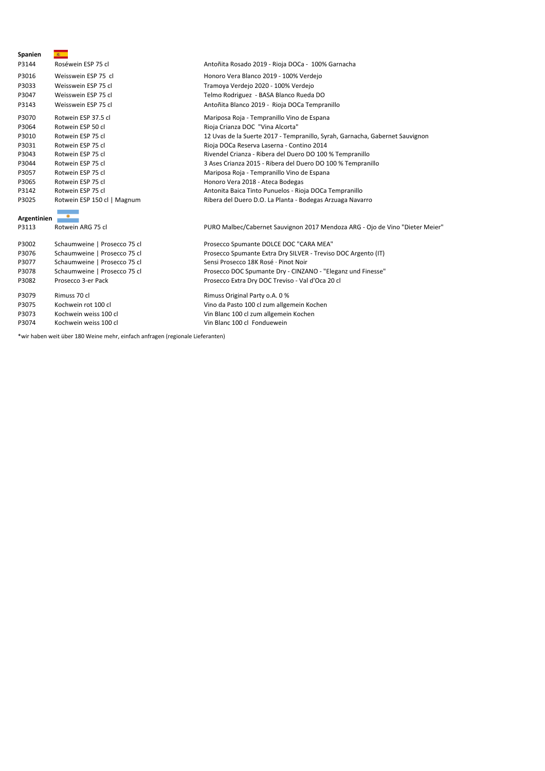**Spanien**

| | | |
|---|---|---|
| P3144 | Roséwein ESP 75 cl | Antoñita Rosado 2019 - Rioja DOCa - 100% Garnacha |
| P3016 | Weisswein ESP 75 cl | Honoro Vera Blanco 2019 - 100% Verdejo |
| P3033 | Weisswein ESP 75 cl | Tramoya Verdejo 2020 - 100% Verdejo |
| P3047 | Weisswein ESP 75 cl | Telmo Rodriguez - BASA Blanco Rueda DO |
| P3143 | Weisswein ESP 75 cl | Antoñita Blanco 2019 - Rioja DOCa Tempranillo |
| P3070 | Rotwein ESP 37.5 cl | Mariposa Roja - Tempranillo Vino de Espana |
| P3064 | Rotwein ESP 50 cl | Rioja Crianza DOC "Vina Alcorta" |
| P3010 | Rotwein ESP 75 cl | 12 Uvas de la Suerte 2017 - Tempranillo, Syrah, Garnacha, Gabernet Sauvignon |
| P3031 | Rotwein ESP 75 cl | Rioja DOCa Reserva Laserna - Contino 2014 |
| P3043 | Rotwein ESP 75 cl | Rivendel Crianza - Ribera del Duero DO 100 % Tempranillo |
| P3044 | Rotwein ESP 75 cl | 3 Ases Crianza 2015 - Ribera del Duero DO 100 % Tempranillo |
| P3057 | Rotwein ESP 75 cl | Mariposa Roja - Tempranillo Vino de Espana |
| P3065 | Rotwein ESP 75 cl | Honoro Vera 2018 - Ateca Bodegas |
| P3142 | Rotwein ESP 75 cl | Antonita Baica Tinto Punuelos - Rioja DOCa Tempranillo |
| P3025 | Rotwein ESP 150 cl \| Magnum | Ribera del Duero D.O. La Planta - Bodegas Arzuaga Navarro |

**Argentinien**

| | | |
|---|---|---|
| P3113 | Rotwein ARG 75 cl | PURO Malbec/Cabernet Sauvignon 2017 Mendoza ARG - Ojo de Vino "Dieter Meier" |
| P3002 | Schaumweine \| Prosecco 75 cl | Prosecco Spumante DOLCE DOC "CARA MEA" |
| P3076 | Schaumweine \| Prosecco 75 cl | Prosecco Spumante Extra Dry SILVER - Treviso DOC Argento (IT) |
| P3077 | Schaumweine \| Prosecco 75 cl | Sensi Prosecco 18K Rosé · Pinot Noir |
| P3078 | Schaumweine \| Prosecco 75 cl | Prosecco DOC Spumante Dry - CINZANO - "Eleganz und Finesse" |
| P3082 | Prosecco 3-er Pack | Prosecco Extra Dry DOC Treviso - Val d'Oca 20 cl |
| P3079 | Rimuss 70 cl | Rimuss Original Party o.A. 0 % |
| P3075 | Kochwein rot 100 cl | Vino da Pasto 100 cl zum allgemein Kochen |
| P3073 | Kochwein weiss 100 cl | Vin Blanc 100 cl zum allgemein Kochen |
| P3074 | Kochwein weiss 100 cl | Vin Blanc 100 cl Fonduewein |

*wir haben weit über 180 Weine mehr, einfach anfragen (regionale Lieferanten)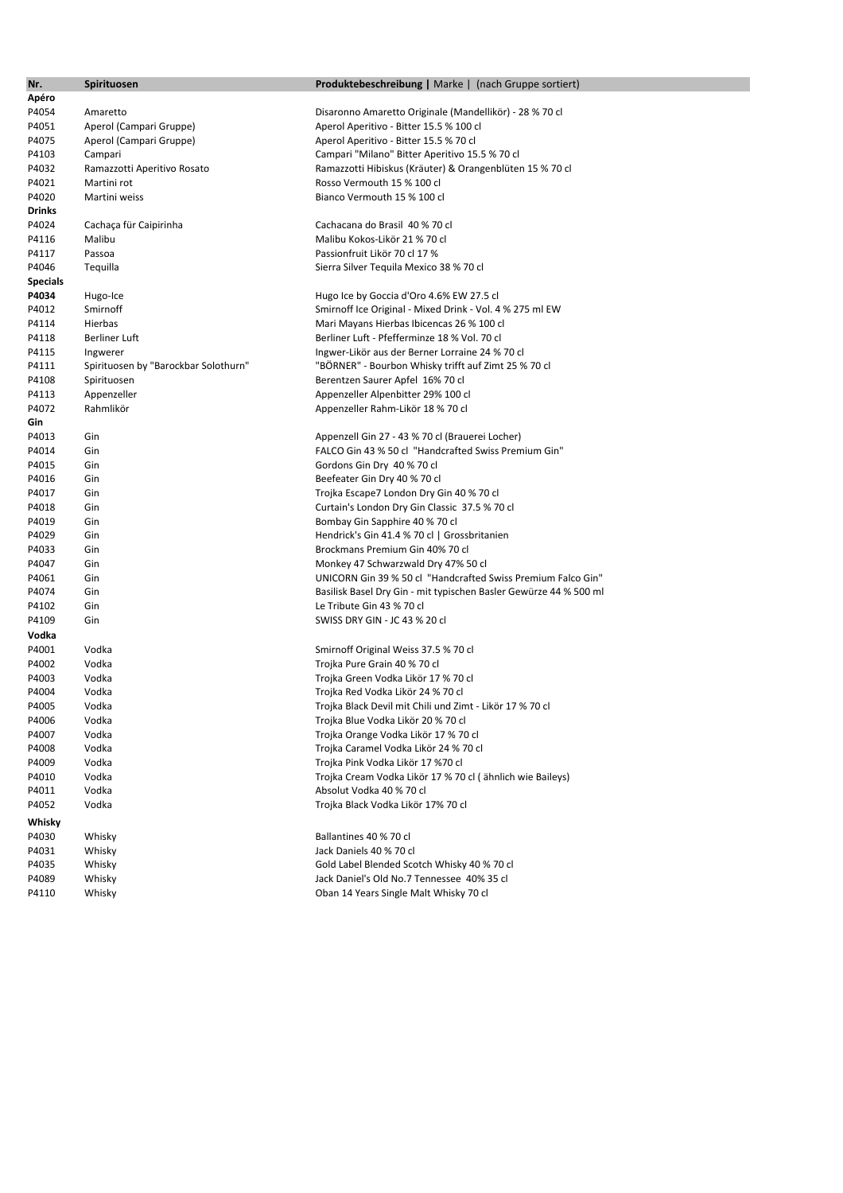| Nr. | Spirituosen | **Produktebeschreibung \|** Marke \| (nach Gruppe sortiert) |
|---|---|---|
| **Apéro** | | |
| P4054 | Amaretto | Disaronno Amaretto Originale (Mandellikör) - 28 % 70 cl |
| P4051 | Aperol (Campari Gruppe) | Aperol Aperitivo - Bitter 15.5 % 100 cl |
| P4075 | Aperol (Campari Gruppe) | Aperol Aperitivo - Bitter 15.5 % 70 cl |
| P4103 | Campari | Campari "Milano" Bitter Aperitivo 15.5 % 70 cl |
| P4032 | Ramazzotti Aperitivo Rosato | Ramazzotti Hibiskus (Kräuter) & Orangenblüten 15 % 70 cl |
| P4021 | Martini rot | Rosso Vermouth 15 % 100 cl |
| P4020 | Martini weiss | Bianco Vermouth 15 % 100 cl |
| **Drinks** | | |
| P4024 | Cachaça für Caipirinha | Cachacana do Brasil 40 % 70 cl |
| P4116 | Malibu | Malibu Kokos-Likör 21 % 70 cl |
| P4117 | Passoa | Passionfruit Likör 70 cl 17 % |
| P4046 | Tequilla | Sierra Silver Tequila Mexico 38 % 70 cl |
| **Specials** | | |
| **P4034** | Hugo-Ice | Hugo Ice by Goccia d'Oro 4.6% EW 27.5 cl |
| P4012 | Smirnoff | Smirnoff Ice Original - Mixed Drink - Vol. 4 % 275 ml EW |
| P4114 | Hierbas | Mari Mayans Hierbas Ibicencas 26 % 100 cl |
| P4118 | Berliner Luft | Berliner Luft - Pfefferminze 18 % Vol. 70 cl |
| P4115 | Ingwerer | Ingwer-Likör aus der Berner Lorraine 24 % 70 cl |
| P4111 | Spirituosen by "Barockbar Solothurn" | "BÖRNER" - Bourbon Whisky trifft auf Zimt 25 % 70 cl |
| P4108 | Spirituosen | Berentzen Saurer Apfel 16% 70 cl |
| P4113 | Appenzeller | Appenzeller Alpenbitter 29% 100 cl |
| P4072 | Rahmlikör | Appenzeller Rahm-Likör 18 % 70 cl |
| **Gin** | | |
| P4013 | Gin | Appenzell Gin 27 - 43 % 70 cl (Brauerei Locher) |
| P4014 | Gin | FALCO Gin 43 % 50 cl "Handcrafted Swiss Premium Gin" |
| P4015 | Gin | Gordons Gin Dry 40 % 70 cl |
| P4016 | Gin | Beefeater Gin Dry 40 % 70 cl |
| P4017 | Gin | Trojka Escape7 London Dry Gin 40 % 70 cl |
| P4018 | Gin | Curtain's London Dry Gin Classic 37.5 % 70 cl |
| P4019 | Gin | Bombay Gin Sapphire 40 % 70 cl |
| P4029 | Gin | Hendrick's Gin 41.4 % 70 cl \| Grossbritanien |
| P4033 | Gin | Brockmans Premium Gin 40% 70 cl |
| P4047 | Gin | Monkey 47 Schwarzwald Dry 47% 50 cl |
| P4061 | Gin | UNICORN Gin 39 % 50 cl "Handcrafted Swiss Premium Falco Gin" |
| P4074 | Gin | Basilisk Basel Dry Gin - mit typischen Basler Gewürze 44 % 500 ml |
| P4102 | Gin | Le Tribute Gin 43 % 70 cl |
| P4109 | Gin | SWISS DRY GIN - JC 43 % 20 cl |
| **Vodka** | | |
| P4001 | Vodka | Smirnoff Original Weiss 37.5 % 70 cl |
| P4002 | Vodka | Trojka Pure Grain 40 % 70 cl |
| P4003 | Vodka | Trojka Green Vodka Likör 17 % 70 cl |
| P4004 | Vodka | Trojka Red Vodka Likör 24 % 70 cl |
| P4005 | Vodka | Trojka Black Devil mit Chili und Zimt - Likör 17 % 70 cl |
| P4006 | Vodka | Trojka Blue Vodka Likör 20 % 70 cl |
| P4007 | Vodka | Trojka Orange Vodka Likör 17 % 70 cl |
| P4008 | Vodka | Trojka Caramel Vodka Likör 24 % 70 cl |
| P4009 | Vodka | Trojka Pink Vodka Likör 17 %70 cl |
| P4010 | Vodka | Trojka Cream Vodka Likör 17 % 70 cl ( ähnlich wie Baileys) |
| P4011 | Vodka | Absolut Vodka 40 % 70 cl |
| P4052 | Vodka | Trojka Black Vodka Likör 17% 70 cl |
| **Whisky** | | |
| P4030 | Whisky | Ballantines 40 % 70 cl |
| P4031 | Whisky | Jack Daniels 40 % 70 cl |
| P4035 | Whisky | Gold Label Blended Scotch Whisky 40 % 70 cl |
| P4089 | Whisky | Jack Daniel's Old No.7 Tennessee 40% 35 cl |
| P4110 | Whisky | Oban 14 Years Single Malt Whisky 70 cl |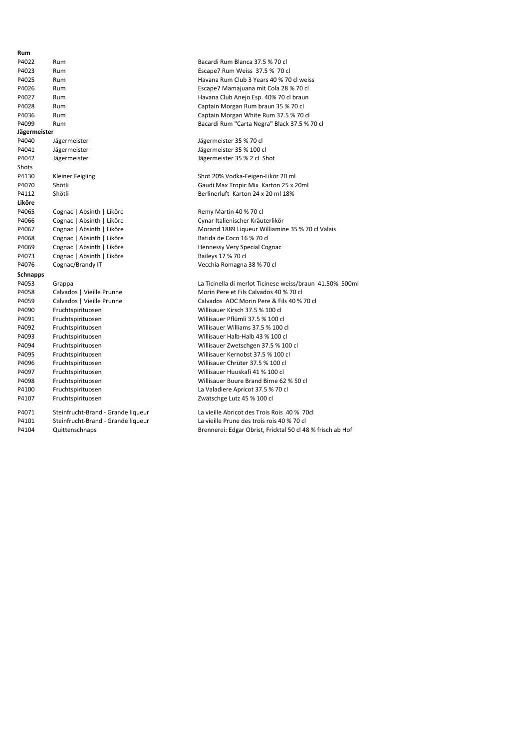| | | |
|---|---|---|
| **Rum** | | |
| P4022 | Rum | Bacardi Rum Blanca 37.5 % 70 cl |
| P4023 | Rum | Escape7 Rum Weiss 37.5 % 70 cl |
| P4025 | Rum | Havana Rum Club 3 Years 40 % 70 cl weiss |
| P4026 | Rum | Escape7 Mamajuana mit Cola 28 % 70 cl |
| P4027 | Rum | Havana Club Anejo Esp. 40% 70 cl braun |
| P4028 | Rum | Captain Morgan Rum braun 35 % 70 cl |
| P4036 | Rum | Captain Morgan White Rum 37.5 % 70 cl |
| P4099 | Rum | Bacardi Rum "Carta Negra" Black 37.5 % 70 cl |
| **Jägermeister** | | |
| P4040 | Jägermeister | Jägermeister 35 % 70 cl |
| P4041 | Jägermeister | Jägermeister 35 % 100 cl |
| P4042 | Jägermeister | Jägermeister 35 % 2 cl Shot |
| Shots | | |
| P4130 | Kleiner Feigling | Shot 20% Vodka-Feigen-Likör 20 ml |
| P4070 | Shötli | Gaudi Max Tropic Mix Karton 25 x 20ml |
| P4112 | Shötli | Berlinerluft Karton 24 x 20 ml 18% |
| **Liköre** | | |
| P4065 | Cognac \| Absinth \| Liköre | Remy Martin 40 % 70 cl |
| P4066 | Cognac \| Absinth \| Liköre | Cynar Italienischer Kräuterlikör |
| P4067 | Cognac \| Absinth \| Liköre | Morand 1889 Liqueur Williamine 35 % 70 cl Valais |
| P4068 | Cognac \| Absinth \| Liköre | Batida de Coco 16 % 70 cl |
| P4069 | Cognac \| Absinth \| Liköre | Hennessy Very Special Cognac |
| P4073 | Cognac \| Absinth \| Liköre | Baileys 17 % 70 cl |
| P4076 | Cognac/Brandy IT | Vecchia Romagna 38 % 70 cl |
| **Schnapps** | | |
| P4053 | Grappa | La Ticinella di merlot Ticinese weiss/braun 41.50% 500ml |
| P4058 | Calvados \| Vieille Prunne | Morin Pere et Fils Calvados 40 % 70 cl |
| P4059 | Calvados \| Vieille Prunne | Calvados AOC Morin Pere & Fils 40 % 70 cl |
| P4090 | Fruchtspirituosen | Willisauer Kirsch 37.5 % 100 cl |
| P4091 | Fruchtspirituosen | Willisauer Pflümli 37.5 % 100 cl |
| P4092 | Fruchtspirituosen | Willisauer Williams 37.5 % 100 cl |
| P4093 | Fruchtspirituosen | Willisauer Halb-Halb 43 % 100 cl |
| P4094 | Fruchtspirituosen | Willisauer Zwetschgen 37.5 % 100 cl |
| P4095 | Fruchtspirituosen | Willisauer Kernobst 37.5 % 100 cl |
| P4096 | Fruchtspirituosen | Willisauer Chrüter 37.5 % 100 cl |
| P4097 | Fruchtspirituosen | Willisauer Huuskafi 41 % 100 cl |
| P4098 | Fruchtspirituosen | Willisauer Buure Brand Birne 62 % 50 cl |
| P4100 | Fruchtspirituosen | La Valadiere Apricot 37.5 % 70 cl |
| P4107 | Fruchtspirituosen | Zwätschge Lutz 45 % 100 cl |
| P4071 | Steinfrucht-Brand - Grande liqueur | La vieille Abricot des Trois Rois 40 % 70cl |
| P4101 | Steinfrucht-Brand - Grande liqueur | La vieille Prune des trois rois 40 % 70 cl |
| P4104 | Quittenschnaps | Brennerei: Edgar Obrist, Fricktal 50 cl 48 % frisch ab Hof |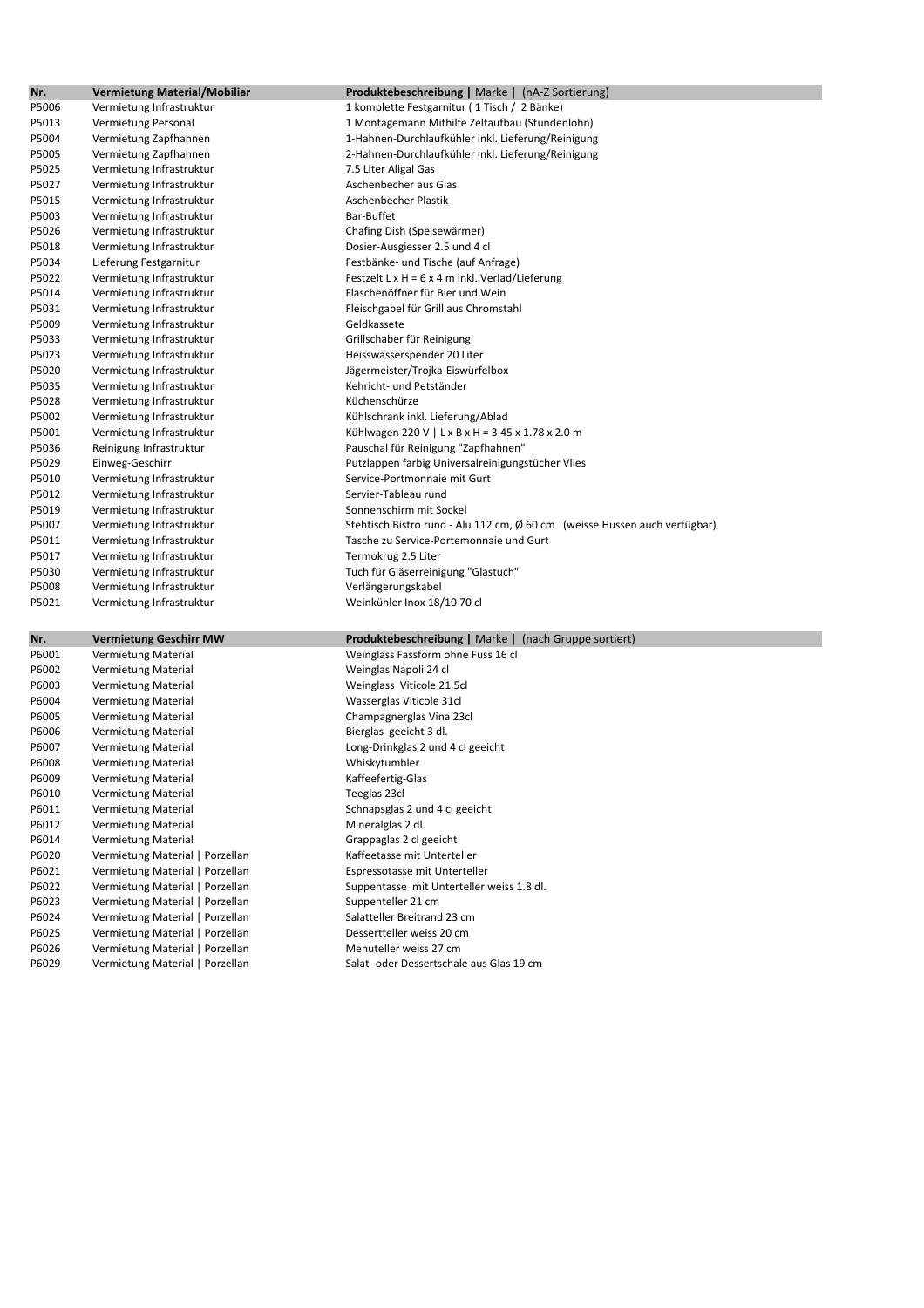| Nr. | Vermietung Material/Mobiliar | **Produktebeschreibung \|** Marke \| (nA-Z Sortierung) |
|---|---|---|
| P5006 | Vermietung Infrastruktur | 1 komplette Festgarnitur ( 1 Tisch / 2 Bänke) |
| P5013 | Vermietung Personal | 1 Montagemann Mithilfe Zeltaufbau (Stundenlohn) |
| P5004 | Vermietung Zapfhahnen | 1-Hahnen-Durchlaufkühler inkl. Lieferung/Reinigung |
| P5005 | Vermietung Zapfhahnen | 2-Hahnen-Durchlaufkühler inkl. Lieferung/Reinigung |
| P5025 | Vermietung Infrastruktur | 7.5 Liter Aligal Gas |
| P5027 | Vermietung Infrastruktur | Aschenbecher aus Glas |
| P5015 | Vermietung Infrastruktur | Aschenbecher Plastik |
| P5003 | Vermietung Infrastruktur | Bar-Buffet |
| P5026 | Vermietung Infrastruktur | Chafing Dish (Speisewärmer) |
| P5018 | Vermietung Infrastruktur | Dosier-Ausgiesser 2.5 und 4 cl |
| P5034 | Lieferung Festgarnitur | Festbänke- und Tische (auf Anfrage) |
| P5022 | Vermietung Infrastruktur | Festzelt L x H = 6 x 4 m inkl. Verlad/Lieferung |
| P5014 | Vermietung Infrastruktur | Flaschenöffner für Bier und Wein |
| P5031 | Vermietung Infrastruktur | Fleischgabel für Grill aus Chromstahl |
| P5009 | Vermietung Infrastruktur | Geldkassete |
| P5033 | Vermietung Infrastruktur | Grillschaber für Reinigung |
| P5023 | Vermietung Infrastruktur | Heisswasserspender 20 Liter |
| P5020 | Vermietung Infrastruktur | Jägermeister/Trojka-Eiswürfelbox |
| P5035 | Vermietung Infrastruktur | Kehricht- und Petständer |
| P5028 | Vermietung Infrastruktur | Küchenschürze |
| P5002 | Vermietung Infrastruktur | Kühlschrank inkl. Lieferung/Ablad |
| P5001 | Vermietung Infrastruktur | Kühlwagen 220 V \| L x B x H = 3.45 x 1.78 x 2.0 m |
| P5036 | Reinigung Infrastruktur | Pauschal für Reinigung "Zapfhahnen" |
| P5029 | Einweg-Geschirr | Putzlappen farbig Universalreinigungstücher Vlies |
| P5010 | Vermietung Infrastruktur | Service-Portmonnaie mit Gurt |
| P5012 | Vermietung Infrastruktur | Servier-Tableau rund |
| P5019 | Vermietung Infrastruktur | Sonnenschirm mit Sockel |
| P5007 | Vermietung Infrastruktur | Stehtisch Bistro rund - Alu 112 cm, Ø 60 cm (weisse Hussen auch verfügbar) |
| P5011 | Vermietung Infrastruktur | Tasche zu Service-Portemonnaie und Gurt |
| P5017 | Vermietung Infrastruktur | Termokrug 2.5 Liter |
| P5030 | Vermietung Infrastruktur | Tuch für Gläserreinigung "Glastuch" |
| P5008 | Vermietung Infrastruktur | Verlängerungskabel |
| P5021 | Vermietung Infrastruktur | Weinkühler Inox 18/10 70 cl |

| Nr. | Vermietung Geschirr MW | **Produktebeschreibung \|** Marke \| (nach Gruppe sortiert) |
|---|---|---|
| P6001 | Vermietung Material | Weinglass Fassform ohne Fuss 16 cl |
| P6002 | Vermietung Material | Weinglas Napoli 24 cl |
| P6003 | Vermietung Material | Weinglass Viticole 21.5cl |
| P6004 | Vermietung Material | Wasserglas Viticole 31cl |
| P6005 | Vermietung Material | Champagnerglas Vina 23cl |
| P6006 | Vermietung Material | Bierglas geeicht 3 dl. |
| P6007 | Vermietung Material | Long-Drinkglas 2 und 4 cl geeicht |
| P6008 | Vermietung Material | Whiskytumbler |
| P6009 | Vermietung Material | Kaffeefertig-Glas |
| P6010 | Vermietung Material | Teeglas 23cl |
| P6011 | Vermietung Material | Schnapsglas 2 und 4 cl geeicht |
| P6012 | Vermietung Material | Mineralglas 2 dl. |
| P6014 | Vermietung Material | Grappaglas 2 cl geeicht |
| P6020 | Vermietung Material \| Porzellan | Kaffeetasse mit Unterteller |
| P6021 | Vermietung Material \| Porzellan | Espressotasse mit Unterteller |
| P6022 | Vermietung Material \| Porzellan | Suppentasse mit Unterteller weiss 1.8 dl. |
| P6023 | Vermietung Material \| Porzellan | Suppenteller 21 cm |
| P6024 | Vermietung Material \| Porzellan | Salatteller Breitrand 23 cm |
| P6025 | Vermietung Material \| Porzellan | Dessertteller weiss 20 cm |
| P6026 | Vermietung Material \| Porzellan | Menuteller weiss 27 cm |
| P6029 | Vermietung Material \| Porzellan | Salat- oder Dessertschale aus Glas 19 cm |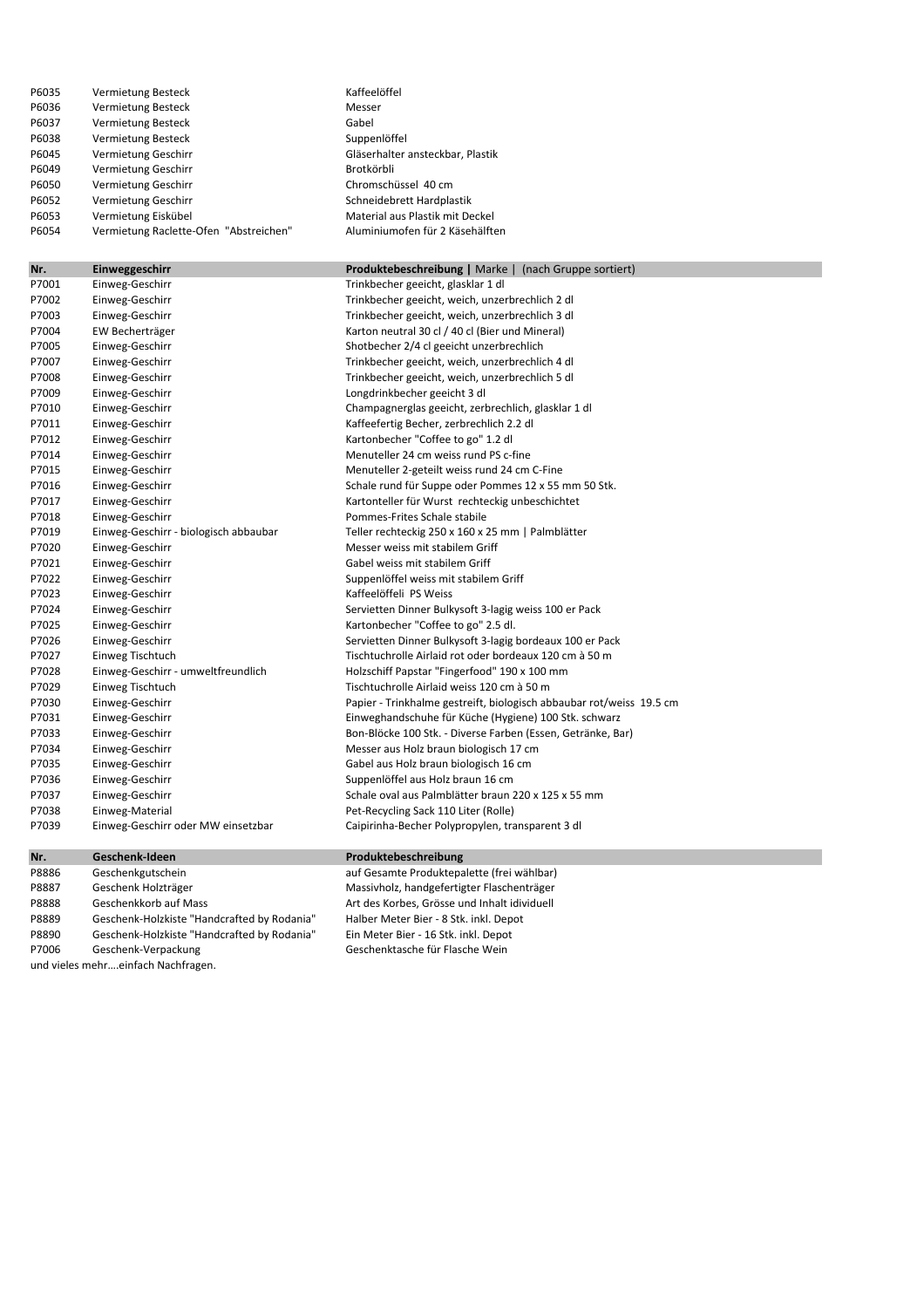| | | |
|---|---|---|
| P6035 | Vermietung Besteck | Kaffeelöffel |
| P6036 | Vermietung Besteck | Messer |
| P6037 | Vermietung Besteck | Gabel |
| P6038 | Vermietung Besteck | Suppenlöffel |
| P6045 | Vermietung Geschirr | Gläserhalter ansteckbar, Plastik |
| P6049 | Vermietung Geschirr | Brotkörbli |
| P6050 | Vermietung Geschirr | Chromschüssel 40 cm |
| P6052 | Vermietung Geschirr | Schneidebrett Hardplastik |
| P6053 | Vermietung Eiskübel | Material aus Plastik mit Deckel |
| P6054 | Vermietung Raclette-Ofen "Abstreichen" | Aluminiumofen für 2 Käsehälften |

| **Nr.** | **Einweggeschirr** | **Produktebeschreibung \|** Marke \| (nach Gruppe sortiert) |
|---|---|---|
| P7001 | Einweg-Geschirr | Trinkbecher geeicht, glasklar 1 dl |
| P7002 | Einweg-Geschirr | Trinkbecher geeicht, weich, unzerbrechlich 2 dl |
| P7003 | Einweg-Geschirr | Trinkbecher geeicht, weich, unzerbrechlich 3 dl |
| P7004 | EW Becherträger | Karton neutral 30 cl / 40 cl (Bier und Mineral) |
| P7005 | Einweg-Geschirr | Shotbecher 2/4 cl geeicht unzerbrechlich |
| P7007 | Einweg-Geschirr | Trinkbecher geeicht, weich, unzerbrechlich 4 dl |
| P7008 | Einweg-Geschirr | Trinkbecher geeicht, weich, unzerbrechlich 5 dl |
| P7009 | Einweg-Geschirr | Longdrinkbecher geeicht 3 dl |
| P7010 | Einweg-Geschirr | Champagnerglas geeicht, zerbrechlich, glasklar 1 dl |
| P7011 | Einweg-Geschirr | Kaffeefertig Becher, zerbrechlich 2.2 dl |
| P7012 | Einweg-Geschirr | Kartonbecher "Coffee to go" 1.2 dl |
| P7014 | Einweg-Geschirr | Menuteller 24 cm weiss rund PS c-fine |
| P7015 | Einweg-Geschirr | Menuteller 2-geteilt weiss rund 24 cm C-Fine |
| P7016 | Einweg-Geschirr | Schale rund für Suppe oder Pommes 12 x 55 mm 50 Stk. |
| P7017 | Einweg-Geschirr | Kartonteller für Wurst rechteckig unbeschichtet |
| P7018 | Einweg-Geschirr | Pommes-Frites Schale stabile |
| P7019 | Einweg-Geschirr - biologisch abbaubar | Teller rechteckig 250 x 160 x 25 mm \| Palmblätter |
| P7020 | Einweg-Geschirr | Messer weiss mit stabilem Griff |
| P7021 | Einweg-Geschirr | Gabel weiss mit stabilem Griff |
| P7022 | Einweg-Geschirr | Suppenlöffel weiss mit stabilem Griff |
| P7023 | Einweg-Geschirr | Kaffeelöffeli PS Weiss |
| P7024 | Einweg-Geschirr | Servietten Dinner Bulkysoft 3-lagig weiss 100 er Pack |
| P7025 | Einweg-Geschirr | Kartonbecher "Coffee to go" 2.5 dl. |
| P7026 | Einweg-Geschirr | Servietten Dinner Bulkysoft 3-lagig bordeaux 100 er Pack |
| P7027 | Einweg Tischtuch | Tischtuchrolle Airlaid rot oder bordeaux 120 cm à 50 m |
| P7028 | Einweg-Geschirr - umweltfreundlich | Holzschiff Papstar "Fingerfood" 190 x 100 mm |
| P7029 | Einweg Tischtuch | Tischtuchrolle Airlaid weiss 120 cm à 50 m |
| P7030 | Einweg-Geschirr | Papier - Trinkhalme gestreift, biologisch abbaubar rot/weiss 19.5 cm |
| P7031 | Einweg-Geschirr | Einweghandschuhe für Küche (Hygiene) 100 Stk. schwarz |
| P7033 | Einweg-Geschirr | Bon-Blöcke 100 Stk. - Diverse Farben (Essen, Getränke, Bar) |
| P7034 | Einweg-Geschirr | Messer aus Holz braun biologisch 17 cm |
| P7035 | Einweg-Geschirr | Gabel aus Holz braun biologisch 16 cm |
| P7036 | Einweg-Geschirr | Suppenlöffel aus Holz braun 16 cm |
| P7037 | Einweg-Geschirr | Schale oval aus Palmblätter braun 220 x 125 x 55 mm |
| P7038 | Einweg-Material | Pet-Recycling Sack 110 Liter (Rolle) |
| P7039 | Einweg-Geschirr oder MW einsetzbar | Caipirinha-Becher Polypropylen, transparent 3 dl |

| **Nr.** | **Geschenk-Ideen** | **Produktebeschreibung** |
|---|---|---|
| P8886 | Geschenkgutschein | auf Gesamte Produktepalette (frei wählbar) |
| P8887 | Geschenk Holzträger | Massivholz, handgefertigter Flaschenträger |
| P8888 | Geschenkkorb auf Mass | Art des Korbes, Grösse und Inhalt idividuell |
| P8889 | Geschenk-Holzkiste "Handcrafted by Rodania" | Halber Meter Bier - 8 Stk. inkl. Depot |
| P8890 | Geschenk-Holzkiste "Handcrafted by Rodania" | Ein Meter Bier - 16 Stk. inkl. Depot |
| P7006 | Geschenk-Verpackung | Geschenktasche für Flasche Wein |

und vieles mehr....einfach Nachfragen.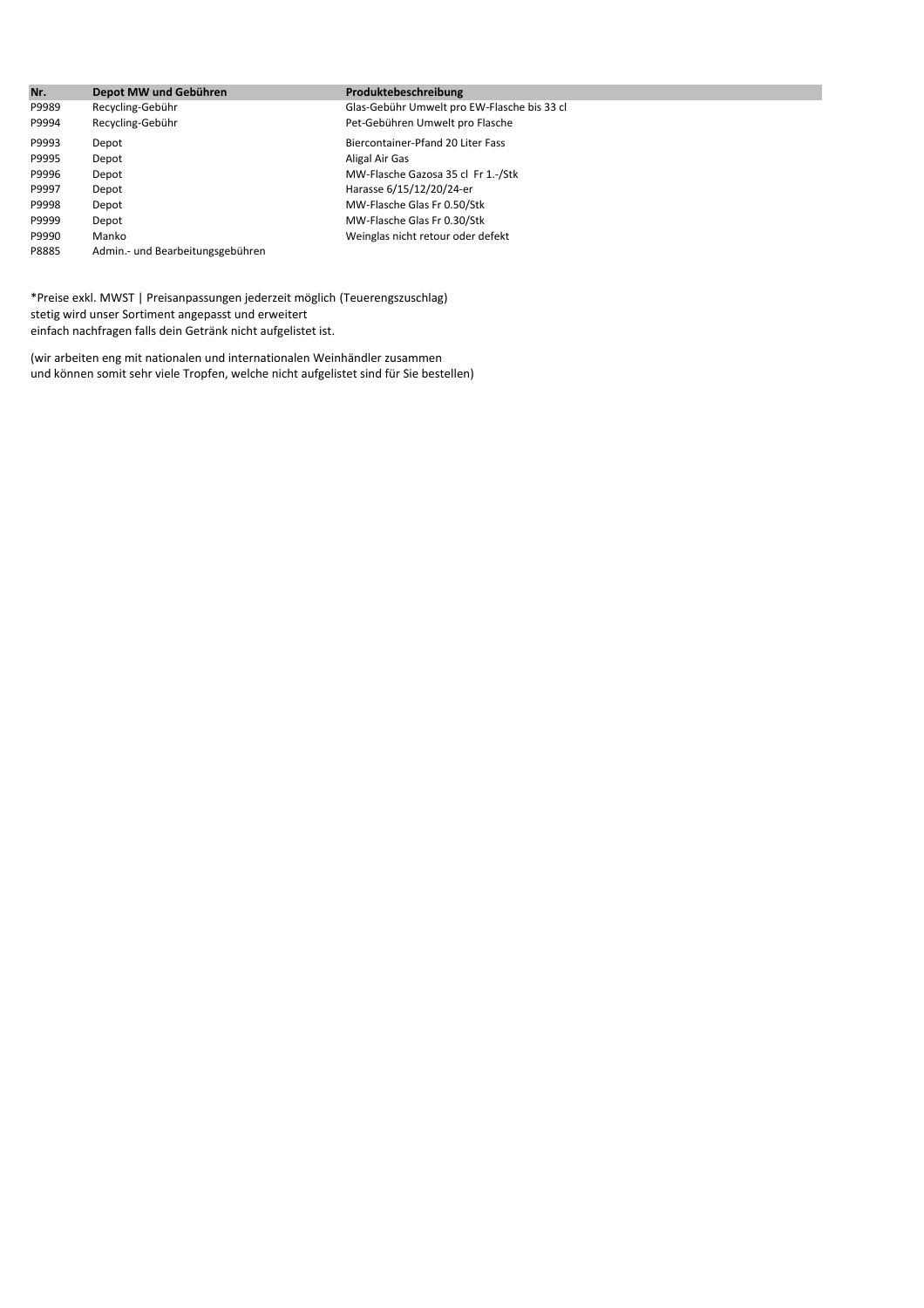| Nr. | Depot MW und Gebühren | Produktebeschreibung |
| --- | --- | --- |
| P9989 | Recycling-Gebühr | Glas-Gebühr Umwelt pro EW-Flasche bis 33 cl |
| P9994 | Recycling-Gebühr | Pet-Gebühren Umwelt pro Flasche |
| P9993 | Depot | Biercontainer-Pfand 20 Liter Fass |
| P9995 | Depot | Aligal Air Gas |
| P9996 | Depot | MW-Flasche Gazosa 35 cl Fr 1.-/Stk |
| P9997 | Depot | Harasse 6/15/12/20/24-er |
| P9998 | Depot | MW-Flasche Glas Fr 0.50/Stk |
| P9999 | Depot | MW-Flasche Glas Fr 0.30/Stk |
| P9990 | Manko | Weinglas nicht retour oder defekt |
| P8885 | Admin.- und Bearbeitungsgebühren | |

*Preise exkl. MWST | Preisanpassungen jederzeit möglich (Teuerengszuschlag)
stetig wird unser Sortiment angepasst und erweitert
einfach nachfragen falls dein Getränk nicht aufgelistet ist.

(wir arbeiten eng mit nationalen und internationalen Weinhändler zusammen
und können somit sehr viele Tropfen, welche nicht aufgelistet sind für Sie bestellen)